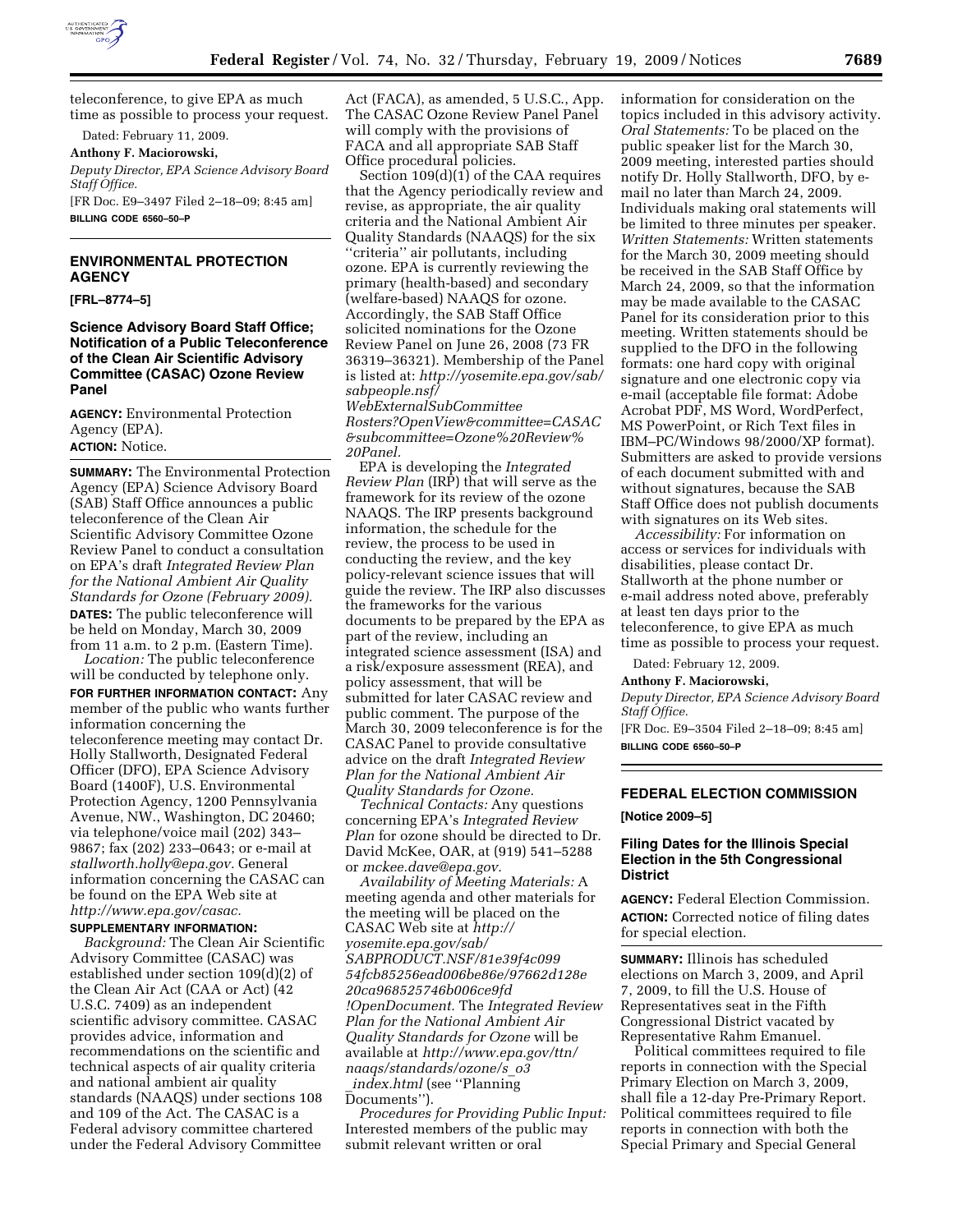teleconference, to give EPA as much time as possible to process your request.

Dated: February 11, 2009.

**Anthony F. Maciorowski,**

*Deputy Director, EPA Science Advisory Board Staff Office.*

[FR Doc. E9–3497 Filed 2–18–09; 8:45 am]

**BILLING CODE 6560–50–P**

---

## ENVIRONMENTAL PROTECTION AGENCY

**[FRL–8774–5]**

### Science Advisory Board Staff Office; Notification of a Public Teleconference of the Clean Air Scientific Advisory Committee (CASAC) Ozone Review Panel

**AGENCY:** Environmental Protection Agency (EPA).

**ACTION:** Notice.

**SUMMARY:** The Environmental Protection Agency (EPA) Science Advisory Board (SAB) Staff Office announces a public teleconference of the Clean Air Scientific Advisory Committee Ozone Review Panel to conduct a consultation on EPA's draft *Integrated Review Plan for the National Ambient Air Quality Standards for Ozone (February 2009).*

**DATES:** The public teleconference will be held on Monday, March 30, 2009 from 11 a.m. to 2 p.m. (Eastern Time).

*Location:* The public teleconference will be conducted by telephone only.

**FOR FURTHER INFORMATION CONTACT:** Any member of the public who wants further information concerning the teleconference meeting may contact Dr. Holly Stallworth, Designated Federal Officer (DFO), EPA Science Advisory Board (1400F), U.S. Environmental Protection Agency, 1200 Pennsylvania Avenue, NW., Washington, DC 20460; via telephone/voice mail (202) 343–9867; fax (202) 233–0643; or e-mail at *stallworth.holly@epa.gov.* General information concerning the CASAC can be found on the EPA Web site at *http://www.epa.gov/casac.*

**SUPPLEMENTARY INFORMATION:**

*Background:* The Clean Air Scientific Advisory Committee (CASAC) was established under section 109(d)(2) of the Clean Air Act (CAA or Act) (42 U.S.C. 7409) as an independent scientific advisory committee. CASAC provides advice, information and recommendations on the scientific and technical aspects of air quality criteria and national ambient air quality standards (NAAQS) under sections 108 and 109 of the Act. The CASAC is a Federal advisory committee chartered under the Federal Advisory Committee Act (FACA), as amended, 5 U.S.C., App. The CASAC Ozone Review Panel Panel will comply with the provisions of FACA and all appropriate SAB Staff Office procedural policies.

Section 109(d)(1) of the CAA requires that the Agency periodically review and revise, as appropriate, the air quality criteria and the National Ambient Air Quality Standards (NAAQS) for the six "criteria" air pollutants, including ozone. EPA is currently reviewing the primary (health-based) and secondary (welfare-based) NAAQS for ozone. Accordingly, the SAB Staff Office solicited nominations for the Ozone Review Panel on June 26, 2008 (73 FR 36319–36321). Membership of the Panel is listed at: *http://yosemite.epa.gov/sab/sabpeople.nsf/WebExternalSubCommitteeRosters?OpenView&committee=CASAC&subcommittee=Ozone%20Review%20Panel.*

EPA is developing the *Integrated Review Plan* (IRP) that will serve as the framework for its review of the ozone NAAQS. The IRP presents background information, the schedule for the review, the process to be used in conducting the review, and the key policy-relevant science issues that will guide the review. The IRP also discusses the frameworks for the various documents to be prepared by the EPA as part of the review, including an integrated science assessment (ISA) and a risk/exposure assessment (REA), and policy assessment, that will be submitted for later CASAC review and public comment. The purpose of the March 30, 2009 teleconference is for the CASAC Panel to provide consultative advice on the draft *Integrated Review Plan for the National Ambient Air Quality Standards for Ozone.*

*Technical Contacts:* Any questions concerning EPA's *Integrated Review Plan* for ozone should be directed to Dr. David McKee, OAR, at (919) 541–5288 or *mckee.dave@epa.gov.*

*Availability of Meeting Materials:* A meeting agenda and other materials for the meeting will be placed on the CASAC Web site at *http://yosemite.epa.gov/sab/SABPRODUCT.NSF/81e39f4c09954fcb85256ead006be86e/97662d128e20ca968525746b006ce9fd!OpenDocument.* The *Integrated Review Plan for the National Ambient Air Quality Standards for Ozone* will be available at *http://www.epa.gov/ttn/naaqs/standards/ozone/s_o3_index.html* (see "Planning Documents").

*Procedures for Providing Public Input:* Interested members of the public may submit relevant written or oral information for consideration on the topics included in this advisory activity. *Oral Statements:* To be placed on the public speaker list for the March 30, 2009 meeting, interested parties should notify Dr. Holly Stallworth, DFO, by e-mail no later than March 24, 2009. Individuals making oral statements will be limited to three minutes per speaker. *Written Statements:* Written statements for the March 30, 2009 meeting should be received in the SAB Staff Office by March 24, 2009, so that the information may be made available to the CASAC Panel for its consideration prior to this meeting. Written statements should be supplied to the DFO in the following formats: one hard copy with original signature and one electronic copy via e-mail (acceptable file format: Adobe Acrobat PDF, MS Word, WordPerfect, MS PowerPoint, or Rich Text files in IBM–PC/Windows 98/2000/XP format). Submitters are asked to provide versions of each document submitted with and without signatures, because the SAB Staff Office does not publish documents with signatures on its Web sites.

*Accessibility:* For information on access or services for individuals with disabilities, please contact Dr. Stallworth at the phone number or e-mail address noted above, preferably at least ten days prior to the teleconference, to give EPA as much time as possible to process your request.

Dated: February 12, 2009.

**Anthony F. Maciorowski,**

*Deputy Director, EPA Science Advisory Board Staff Office.*

[FR Doc. E9–3504 Filed 2–18–09; 8:45 am]

**BILLING CODE 6560–50–P**

---

## FEDERAL ELECTION COMMISSION

**[Notice 2009–5]**

### Filing Dates for the Illinois Special Election in the 5th Congressional District

**AGENCY:** Federal Election Commission.

**ACTION:** Corrected notice of filing dates for special election.

**SUMMARY:** Illinois has scheduled elections on March 3, 2009, and April 7, 2009, to fill the U.S. House of Representatives seat in the Fifth Congressional District vacated by Representative Rahm Emanuel.

Political committees required to file reports in connection with the Special Primary Election on March 3, 2009, shall file a 12-day Pre-Primary Report. Political committees required to file reports in connection with both the Special Primary and Special General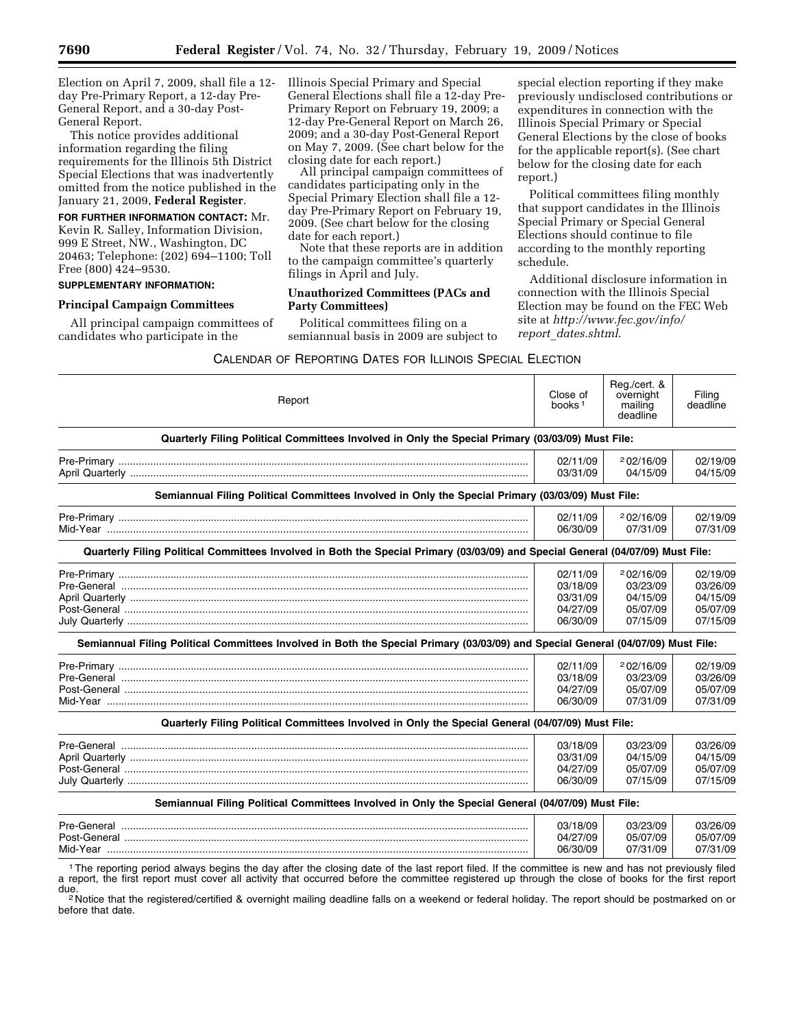Election on April 7, 2009, shall file a 12-day Pre-Primary Report, a 12-day Pre-General Report, and a 30-day Post-General Report.

This notice provides additional information regarding the filing requirements for the Illinois 5th District Special Elections that was inadvertently omitted from the notice published in the January 21, 2009, **Federal Register**.

**FOR FURTHER INFORMATION CONTACT:** Mr. Kevin R. Salley, Information Division, 999 E Street, NW., Washington, DC 20463; Telephone: (202) 694–1100; Toll Free (800) 424–9530.

**SUPPLEMENTARY INFORMATION:**

**Principal Campaign Committees**

All principal campaign committees of candidates who participate in the Illinois Special Primary and Special General Elections shall file a 12-day Pre-Primary Report on February 19, 2009; a 12-day Pre-General Report on March 26, 2009; and a 30-day Post-General Report on May 7, 2009. (See chart below for the closing date for each report.)

All principal campaign committees of candidates participating only in the Special Primary Election shall file a 12-day Pre-Primary Report on February 19, 2009. (See chart below for the closing date for each report.)

Note that these reports are in addition to the campaign committee's quarterly filings in April and July.

**Unauthorized Committees (PACs and Party Committees)**

Political committees filing on a semiannual basis in 2009 are subject to special election reporting if they make previously undisclosed contributions or expenditures in connection with the Illinois Special Primary or Special General Elections by the close of books for the applicable report(s). (See chart below for the closing date for each report.)

Political committees filing monthly that support candidates in the Illinois Special Primary or Special General Elections should continue to file according to the monthly reporting schedule.

Additional disclosure information in connection with the Illinois Special Election may be found on the FEC Web site at *http://www.fec.gov/info/report_dates.shtml*.

CALENDAR OF REPORTING DATES FOR ILLINOIS SPECIAL ELECTION

| Report | Close of books [1] | Reg./cert. & overnight mailing deadline | Filing deadline |
|---|---|---|---|
| **Quarterly Filing Political Committees Involved in Only the Special Primary (03/03/09) Must File:** | | | |
| Pre-Primary | 02/11/09 | [2] 02/16/09 | 02/19/09 |
| April Quarterly | 03/31/09 | 04/15/09 | 04/15/09 |
| **Semiannual Filing Political Committees Involved in Only the Special Primary (03/03/09) Must File:** | | | |
| Pre-Primary | 02/11/09 | [2] 02/16/09 | 02/19/09 |
| Mid-Year | 06/30/09 | 07/31/09 | 07/31/09 |
| **Quarterly Filing Political Committees Involved in Both the Special Primary (03/03/09) and Special General (04/07/09) Must File:** | | | |
| Pre-Primary | 02/11/09 | [2] 02/16/09 | 02/19/09 |
| Pre-General | 03/18/09 | 03/23/09 | 03/26/09 |
| April Quarterly | 03/31/09 | 04/15/09 | 04/15/09 |
| Post-General | 04/27/09 | 05/07/09 | 05/07/09 |
| July Quarterly | 06/30/09 | 07/15/09 | 07/15/09 |
| **Semiannual Filing Political Committees Involved in Both the Special Primary (03/03/09) and Special General (04/07/09) Must File:** | | | |
| Pre-Primary | 02/11/09 | [2] 02/16/09 | 02/19/09 |
| Pre-General | 03/18/09 | 03/23/09 | 03/26/09 |
| Post-General | 04/27/09 | 05/07/09 | 05/07/09 |
| Mid-Year | 06/30/09 | 07/31/09 | 07/31/09 |
| **Quarterly Filing Political Committees Involved in Only the Special General (04/07/09) Must File:** | | | |
| Pre-General | 03/18/09 | 03/23/09 | 03/26/09 |
| April Quarterly | 03/31/09 | 04/15/09 | 04/15/09 |
| Post-General | 04/27/09 | 05/07/09 | 05/07/09 |
| July Quarterly | 06/30/09 | 07/15/09 | 07/15/09 |
| **Semiannual Filing Political Committees Involved in Only the Special General (04/07/09) Must File:** | | | |
| Pre-General | 03/18/09 | 03/23/09 | 03/26/09 |
| Post-General | 04/27/09 | 05/07/09 | 05/07/09 |
| Mid-Year | 06/30/09 | 07/31/09 | 07/31/09 |

[1] The reporting period always begins the day after the closing date of the last report filed. If the committee is new and has not previously filed a report, the first report must cover all activity that occurred before the committee registered up through the close of books for the first report due.

[2] Notice that the registered/certified & overnight mailing deadline falls on a weekend or federal holiday. The report should be postmarked on or before that date.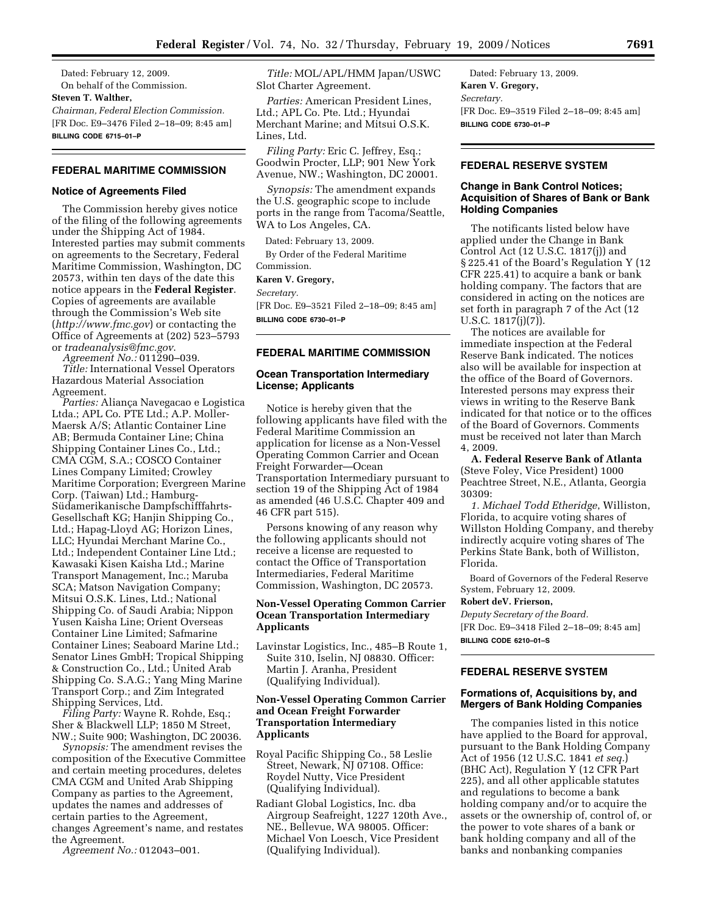Dated: February 12, 2009.

On behalf of the Commission.

**Steven T. Walther,**

*Chairman, Federal Election Commission.*

[FR Doc. E9–3476 Filed 2–18–09; 8:45 am]

**BILLING CODE 6715–01–P**

## FEDERAL MARITIME COMMISSION

### Notice of Agreements Filed

The Commission hereby gives notice of the filing of the following agreements under the Shipping Act of 1984. Interested parties may submit comments on agreements to the Secretary, Federal Maritime Commission, Washington, DC 20573, within ten days of the date this notice appears in the **Federal Register**. Copies of agreements are available through the Commission's Web site (*http://www.fmc.gov*) or contacting the Office of Agreements at (202) 523–5793 or *tradeanalysis@fmc.gov*.

*Agreement No.:* 011290–039.

*Title:* International Vessel Operators Hazardous Material Association Agreement.

*Parties:* Aliança Navegacao e Logistica Ltda.; APL Co. PTE Ltd.; A.P. Moller-Maersk A/S; Atlantic Container Line AB; Bermuda Container Line; China Shipping Container Lines Co., Ltd.; CMA CGM, S.A.; COSCO Container Lines Company Limited; Crowley Maritime Corporation; Evergreen Marine Corp. (Taiwan) Ltd.; Hamburg-Südamerikanische Dampfschifffahrts-Gesellschaft KG; Hanjin Shipping Co., Ltd.; Hapag-Lloyd AG; Horizon Lines, LLC; Hyundai Merchant Marine Co., Ltd.; Independent Container Line Ltd.; Kawasaki Kisen Kaisha Ltd.; Marine Transport Management, Inc.; Maruba SCA; Matson Navigation Company; Mitsui O.S.K. Lines, Ltd.; National Shipping Co. of Saudi Arabia; Nippon Yusen Kaisha Line; Orient Overseas Container Line Limited; Safmarine Container Lines; Seaboard Marine Ltd.; Senator Lines GmbH; Tropical Shipping & Construction Co., Ltd.; United Arab Shipping Co. S.A.G.; Yang Ming Marine Transport Corp.; and Zim Integrated Shipping Services, Ltd.

*Filing Party:* Wayne R. Rohde, Esq.; Sher & Blackwell LLP; 1850 M Street, NW.; Suite 900; Washington, DC 20036.

*Synopsis:* The amendment revises the composition of the Executive Committee and certain meeting procedures, deletes CMA CGM and United Arab Shipping Company as parties to the Agreement, updates the names and addresses of certain parties to the Agreement, changes Agreement's name, and restates the Agreement.

*Agreement No.:* 012043–001.

*Title:* MOL/APL/HMM Japan/USWC Slot Charter Agreement.

*Parties:* American President Lines, Ltd.; APL Co. Pte. Ltd.; Hyundai Merchant Marine; and Mitsui O.S.K. Lines, Ltd.

*Filing Party:* Eric C. Jeffrey, Esq.; Goodwin Procter, LLP; 901 New York Avenue, NW.; Washington, DC 20001.

*Synopsis:* The amendment expands the U.S. geographic scope to include ports in the range from Tacoma/Seattle, WA to Los Angeles, CA.

Dated: February 13, 2009.

By Order of the Federal Maritime Commission.

**Karen V. Gregory,**

*Secretary.*

[FR Doc. E9–3521 Filed 2–18–09; 8:45 am]

**BILLING CODE 6730–01–P**

## FEDERAL MARITIME COMMISSION

### Ocean Transportation Intermediary License; Applicants

Notice is hereby given that the following applicants have filed with the Federal Maritime Commission an application for license as a Non-Vessel Operating Common Carrier and Ocean Freight Forwarder—Ocean Transportation Intermediary pursuant to section 19 of the Shipping Act of 1984 as amended (46 U.S.C. Chapter 409 and 46 CFR part 515).

Persons knowing of any reason why the following applicants should not receive a license are requested to contact the Office of Transportation Intermediaries, Federal Maritime Commission, Washington, DC 20573.

#### Non-Vessel Operating Common Carrier Ocean Transportation Intermediary Applicants

Lavinstar Logistics, Inc., 485–B Route 1, Suite 310, Iselin, NJ 08830. Officer: Martin J. Aranha, President (Qualifying Individual).

#### Non-Vessel Operating Common Carrier and Ocean Freight Forwarder Transportation Intermediary Applicants

Royal Pacific Shipping Co., 58 Leslie Street, Newark, NJ 07108. Office: Roydel Nutty, Vice President (Qualifying Individual).

Radiant Global Logistics, Inc. dba Airgroup Seafreight, 1227 120th Ave., NE., Bellevue, WA 98005. Officer: Michael Von Loesch, Vice President (Qualifying Individual).

Dated: February 13, 2009.

**Karen V. Gregory,**

*Secretary.*

[FR Doc. E9–3519 Filed 2–18–09; 8:45 am]

**BILLING CODE 6730–01–P**

## FEDERAL RESERVE SYSTEM

### Change in Bank Control Notices; Acquisition of Shares of Bank or Bank Holding Companies

The notificants listed below have applied under the Change in Bank Control Act (12 U.S.C. 1817(j)) and § 225.41 of the Board's Regulation Y (12 CFR 225.41) to acquire a bank or bank holding company. The factors that are considered in acting on the notices are set forth in paragraph 7 of the Act (12 U.S.C. 1817(j)(7)).

The notices are available for immediate inspection at the Federal Reserve Bank indicated. The notices also will be available for inspection at the office of the Board of Governors. Interested persons may express their views in writing to the Reserve Bank indicated for that notice or to the offices of the Board of Governors. Comments must be received not later than March 4, 2009.

**A. Federal Reserve Bank of Atlanta** (Steve Foley, Vice President) 1000 Peachtree Street, N.E., Atlanta, Georgia 30309:

*1. Michael Todd Etheridge*, Williston, Florida, to acquire voting shares of Willston Holding Company, and thereby indirectly acquire voting shares of The Perkins State Bank, both of Williston, Florida.

Board of Governors of the Federal Reserve System, February 12, 2009.

**Robert deV. Frierson,**

*Deputy Secretary of the Board.*

[FR Doc. E9–3418 Filed 2–18–09; 8:45 am]

**BILLING CODE 6210–01–S**

## FEDERAL RESERVE SYSTEM

### Formations of, Acquisitions by, and Mergers of Bank Holding Companies

The companies listed in this notice have applied to the Board for approval, pursuant to the Bank Holding Company Act of 1956 (12 U.S.C. 1841 *et seq.*) (BHC Act), Regulation Y (12 CFR Part 225), and all other applicable statutes and regulations to become a bank holding company and/or to acquire the assets or the ownership of, control of, or the power to vote shares of a bank or bank holding company and all of the banks and nonbanking companies